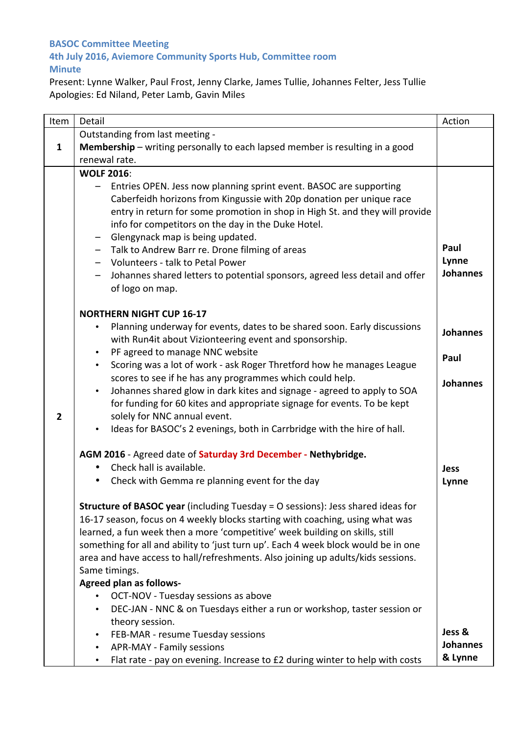**BASOC Committee Meeting**
**4th July 2016, Aviemore Community Sports Hub, Committee room**
**Minute**

Present: Lynne Walker, Paul Frost, Jenny Clarke, James Tullie, Johannes Felter, Jess Tullie
Apologies: Ed Niland, Peter Lamb, Gavin Miles

| Item | Detail | Action |
|---|---|---|
| 1 | Outstanding from last meeting -<br>**Membership** – writing personally to each lapsed member is resulting in a good renewal rate. | |
| 2 | **WOLF 2016**:<br>– Entries OPEN. Jess now planning sprint event. BASOC are supporting Caberfeidh horizons from Kingussie with 20p donation per unique race entry in return for some promotion in shop in High St. and they will provide info for competitors on the day in the Duke Hotel.<br>– Glengynack map is being updated.<br>– Talk to Andrew Barr re. Drone filming of areas<br>– Volunteers - talk to Petal Power<br>– Johannes shared letters to potential sponsors, agreed less detail and offer of logo on map. | **Paul**<br>**Lynne**<br>**Johannes** |
| | **NORTHERN NIGHT CUP 16-17**<br>• Planning underway for events, dates to be shared soon. Early discussions with Run4it about Vizionteering event and sponsorship.<br>• PF agreed to manage NNC website<br>• Scoring was a lot of work - ask Roger Thretford how he manages League scores to see if he has any programmes which could help.<br>• Johannes shared glow in dark kites and signage - agreed to apply to SOA for funding for 60 kites and appropriate signage for events. To be kept solely for NNC annual event.<br>• Ideas for BASOC's 2 evenings, both in Carrbridge with the hire of hall. | **Johannes**<br>**Paul**<br>**Johannes** |
| | **AGM 2016** - Agreed date of **Saturday 3rd December - Nethybridge.**<br>• Check hall is available.<br>• Check with Gemma re planning event for the day | **Jess**<br>**Lynne** |
| | **Structure of BASOC year** (including Tuesday = O sessions): Jess shared ideas for 16-17 season, focus on 4 weekly blocks starting with coaching, using what was learned, a fun week then a more 'competitive' week building on skills, still something for all and ability to 'just turn up'. Each 4 week block would be in one area and have access to hall/refreshments. Also joining up adults/kids sessions. Same timings.<br>**Agreed plan as follows-**<br>• OCT-NOV - Tuesday sessions as above<br>• DEC-JAN - NNC & on Tuesdays either a run or workshop, taster session or theory session.<br>• FEB-MAR - resume Tuesday sessions<br>• APR-MAY - Family sessions<br>• Flat rate - pay on evening. Increase to £2 during winter to help with costs | **Jess & Johannes & Lynne** |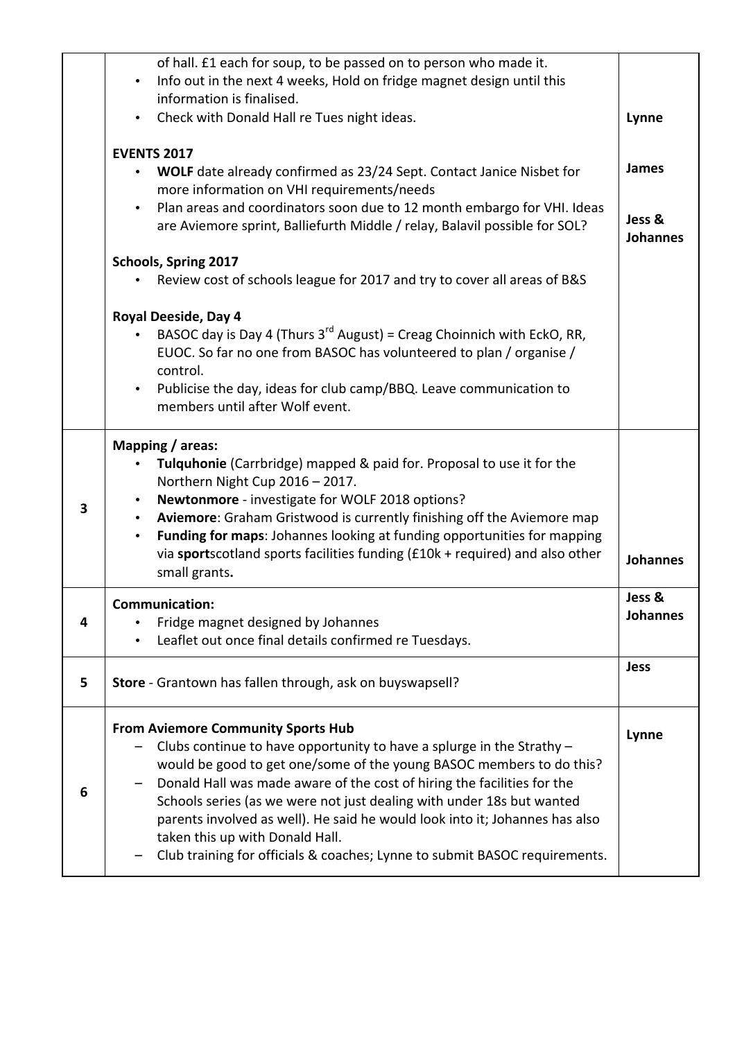| | | |
|---|---|---|
| | of hall. £1 each for soup, to be passed on to person who made it.<br>• Info out in the next 4 weeks, Hold on fridge magnet design until this information is finalised.<br>• Check with Donald Hall re Tues night ideas.<br><br>**EVENTS 2017**<br>• **WOLF** date already confirmed as 23/24 Sept. Contact Janice Nisbet for more information on VHI requirements/needs<br>• Plan areas and coordinators soon due to 12 month embargo for VHI. Ideas are Aviemore sprint, Balliefurth Middle / relay, Balavil possible for SOL?<br><br>**Schools, Spring 2017**<br>• Review cost of schools league for 2017 and try to cover all areas of B&S<br><br>**Royal Deeside, Day 4**<br>• BASOC day is Day 4 (Thurs 3rd August) = Creag Choinnich with EckO, RR, EUOC. So far no one from BASOC has volunteered to plan / organise / control.<br>• Publicise the day, ideas for club camp/BBQ. Leave communication to members until after Wolf event. | **Lynne**<br><br>**James**<br><br>**Jess & Johannes** |
| 3 | **Mapping / areas:**<br>• **Tulquhonie** (Carrbridge) mapped & paid for. Proposal to use it for the Northern Night Cup 2016 – 2017.<br>• **Newtonmore** - investigate for WOLF 2018 options?<br>• **Aviemore**: Graham Gristwood is currently finishing off the Aviemore map<br>• **Funding for maps**: Johannes looking at funding opportunities for mapping via **sport**scotland sports facilities funding (£10k + required) and also other small grants. | **Johannes** |
| 4 | **Communication:**<br>• Fridge magnet designed by Johannes<br>• Leaflet out once final details confirmed re Tuesdays. | **Jess & Johannes** |
| 5 | **Store** - Grantown has fallen through, ask on buyswapsell? | **Jess** |
| 6 | **From Aviemore Community Sports Hub**<br>– Clubs continue to have opportunity to have a splurge in the Strathy – would be good to get one/some of the young BASOC members to do this?<br>– Donald Hall was made aware of the cost of hiring the facilities for the Schools series (as we were not just dealing with under 18s but wanted parents involved as well). He said he would look into it; Johannes has also taken this up with Donald Hall.<br>– Club training for officials & coaches; Lynne to submit BASOC requirements. | **Lynne** |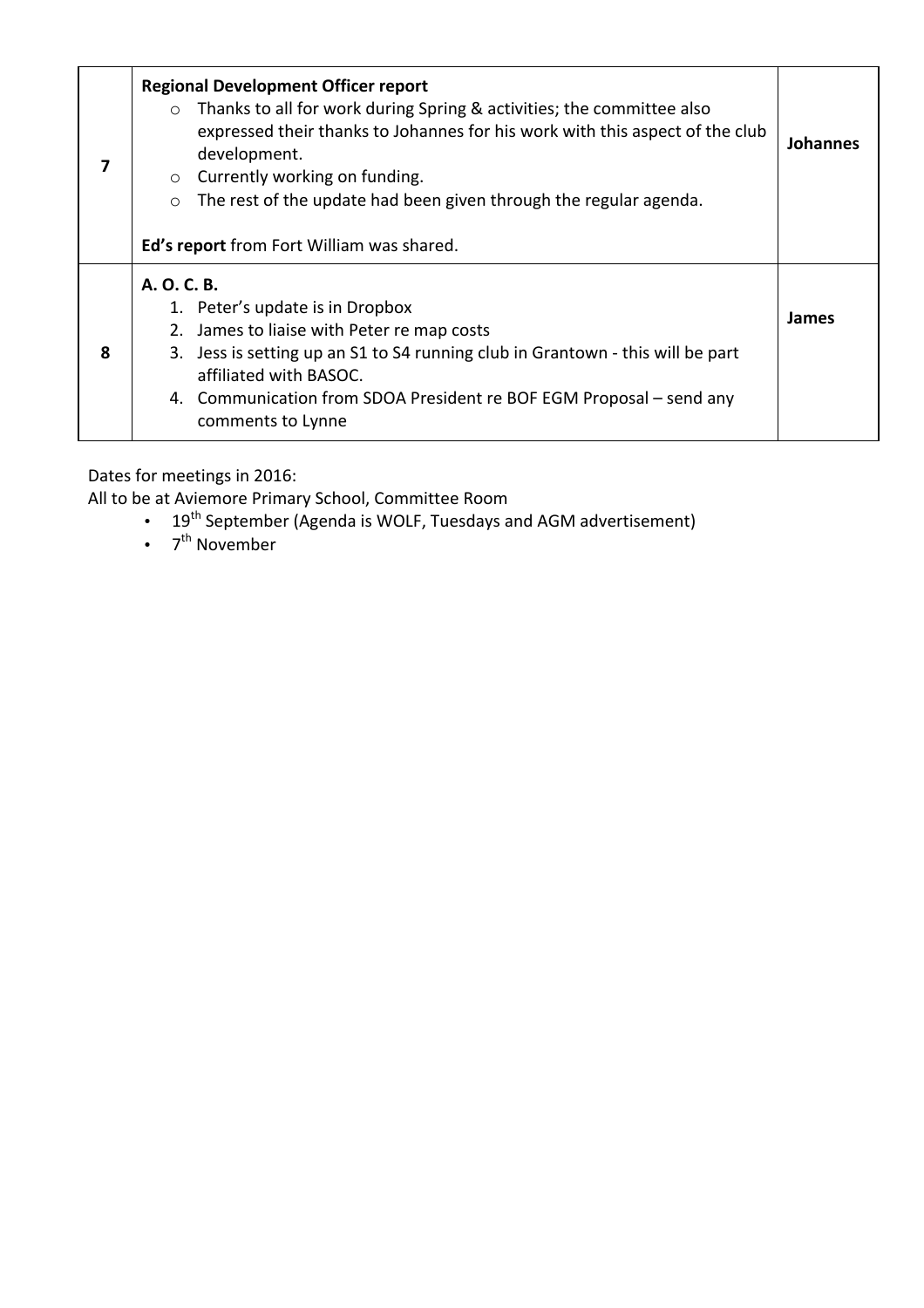| | | |
|---|---|---|
| **7** | **Regional Development Officer report**<br>○ Thanks to all for work during Spring & activities; the committee also expressed their thanks to Johannes for his work with this aspect of the club development.<br>○ Currently working on funding.<br>○ The rest of the update had been given through the regular agenda.<br><br>**Ed's report** from Fort William was shared. | **Johannes** |
| **8** | **A. O. C. B.**<br>1. Peter's update is in Dropbox<br>2. James to liaise with Peter re map costs<br>3. Jess is setting up an S1 to S4 running club in Grantown - this will be part affiliated with BASOC.<br>4. Communication from SDOA President re BOF EGM Proposal – send any comments to Lynne | **James** |

Dates for meetings in 2016:

All to be at Aviemore Primary School, Committee Room

- 19th September (Agenda is WOLF, Tuesdays and AGM advertisement)
- 7th November